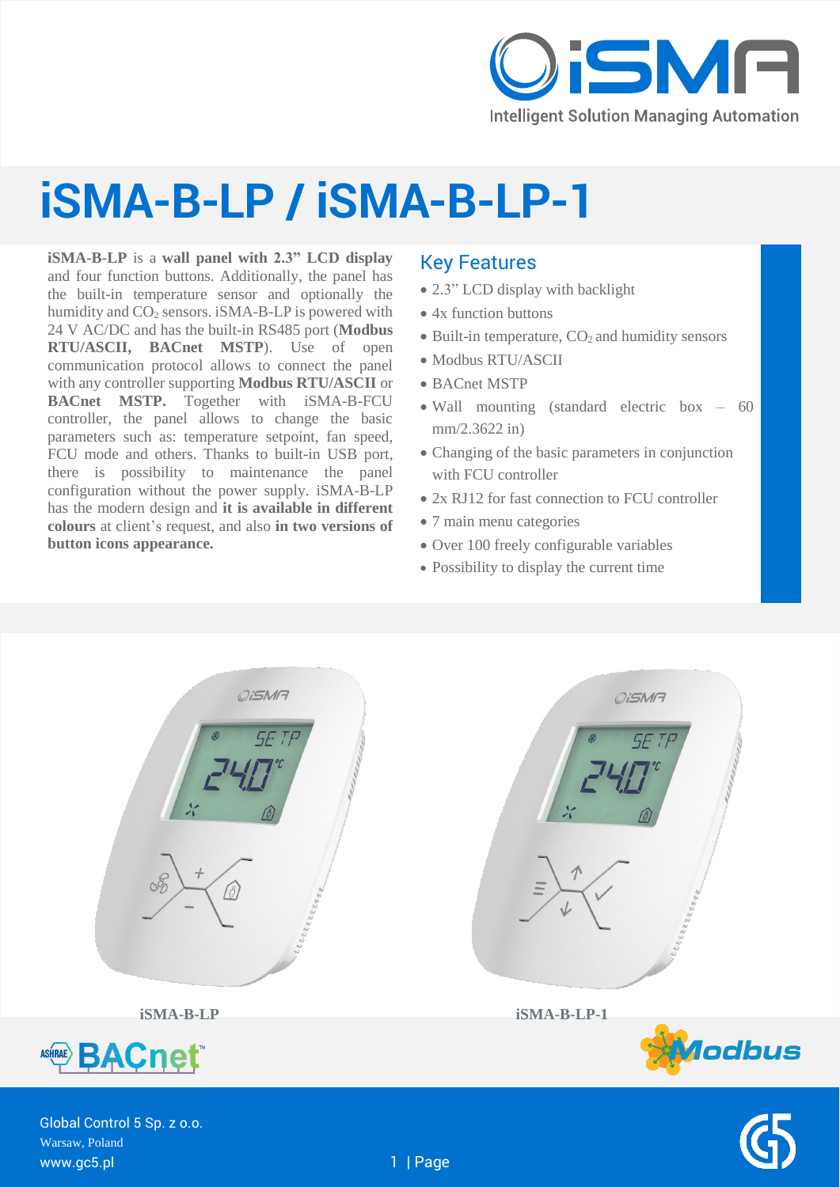# iSMA-B-LP / iSMA-B-LP-1

**iSMA-B-LP** is a **wall panel with 2.3" LCD display** and four function buttons. Additionally, the panel has the built-in temperature sensor and optionally the humidity and $CO_2$ sensors. iSMA-B-LP is powered with 24 V AC/DC and has the built-in RS485 port (**Modbus RTU/ASCII, BACnet MSTP**). Use of open communication protocol allows to connect the panel with any controller supporting **Modbus RTU/ASCII** or **BACnet MSTP.** Together with iSMA-B-FCU controller, the panel allows to change the basic parameters such as: temperature setpoint, fan speed, FCU mode and others. Thanks to built-in USB port, there is possibility to maintenance the panel configuration without the power supply. iSMA-B-LP has the modern design and **it is available in different colours** at client's request, and also **in two versions of button icons appearance.**

## Key Features

- 2.3" LCD display with backlight
- 4x function buttons
- Built-in temperature, $CO_2$ and humidity sensors
- Modbus RTU/ASCII
- BACnet MSTP
- Wall mounting (standard electric box – 60 mm/2.3622 in)
- Changing of the basic parameters in conjunction with FCU controller
- 2x RJ12 for fast connection to FCU controller
- 7 main menu categories
- Over 100 freely configurable variables
- Possibility to display the current time

**iSMA-B-LP**

**iSMA-B-LP-1**

Global Control 5 Sp. z o.o.
Warsaw, Poland
www.gc5.pl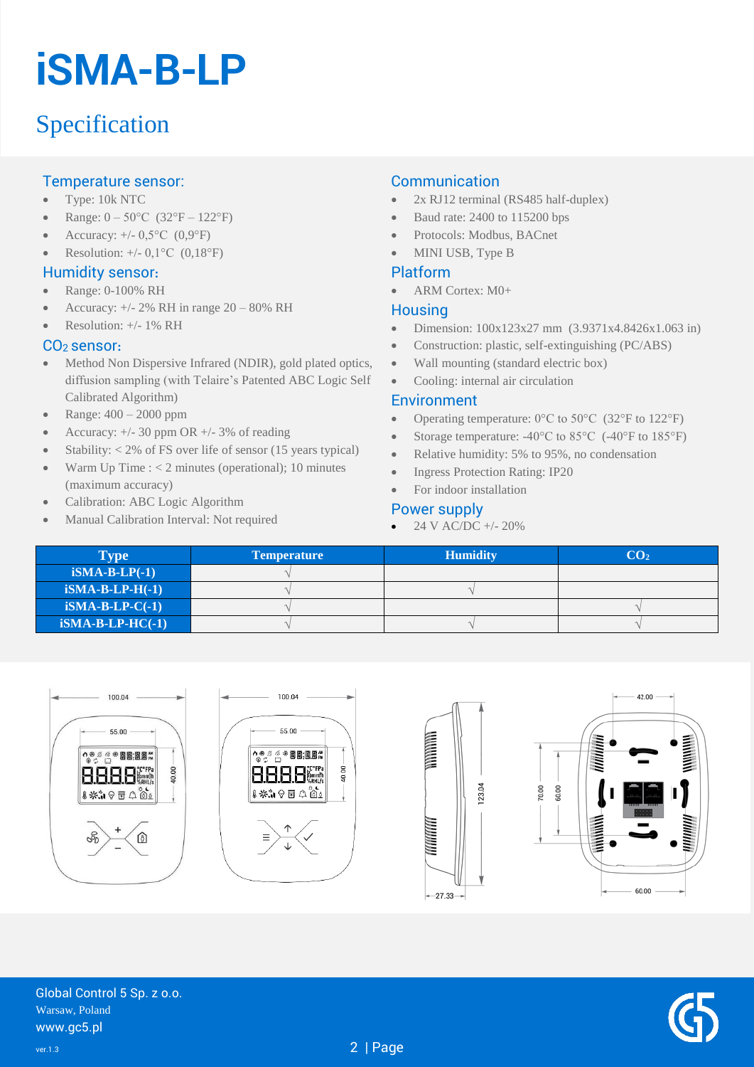# iSMA-B-LP

## Specification

### Temperature sensor:

- Type: 10k NTC
- Range: 0 – 50°C (32°F – 122°F)
- Accuracy: +/- 0,5°C (0,9°F)
- Resolution: +/- 0,1°C (0,18°F)

### Humidity sensor:

- Range: 0-100% RH
- Accuracy: +/- 2% RH in range 20 – 80% RH
- Resolution: +/- 1% RH

### $CO_2$ sensor:

- Method Non Dispersive Infrared (NDIR), gold plated optics, diffusion sampling (with Telaire's Patented ABC Logic Self Calibrated Algorithm)
- Range: 400 – 2000 ppm
- Accuracy: +/- 30 ppm OR +/- 3% of reading
- Stability: < 2% of FS over life of sensor (15 years typical)
- Warm Up Time : < 2 minutes (operational); 10 minutes (maximum accuracy)
- Calibration: ABC Logic Algorithm
- Manual Calibration Interval: Not required

### Communication

- 2x RJ12 terminal (RS485 half-duplex)
- Baud rate: 2400 to 115200 bps
- Protocols: Modbus, BACnet
- MINI USB, Type B

### Platform

- ARM Cortex: M0+

### Housing

- Dimension: 100x123x27 mm (3.9371x4.8426x1.063 in)
- Construction: plastic, self-extinguishing (PC/ABS)
- Wall mounting (standard electric box)
- Cooling: internal air circulation

### Environment

- Operating temperature: 0°C to 50°C (32°F to 122°F)
- Storage temperature: -40°C to 85°C (-40°F to 185°F)
- Relative humidity: 5% to 95%, no condensation
- Ingress Protection Rating: IP20
- For indoor installation

### Power supply

- 24 V AC/DC +/- 20%

| Type | Temperature | Humidity | $CO_2$ |
|---|---|---|---|
| iSMA-B-LP(-1) | √ | | |
| iSMA-B-LP-H(-1) | √ | √ | |
| iSMA-B-LP-C(-1) | √ | | √ |
| iSMA-B-LP-HC(-1) | √ | √ | √ |

100.04
55.00
40.00
100.04
55.00
40.00
123.04
27.33
42.00
70.00
60.00
60.00

Global Control 5 Sp. z o.o.
Warsaw, Poland
www.gc5.pl

ver.1.3